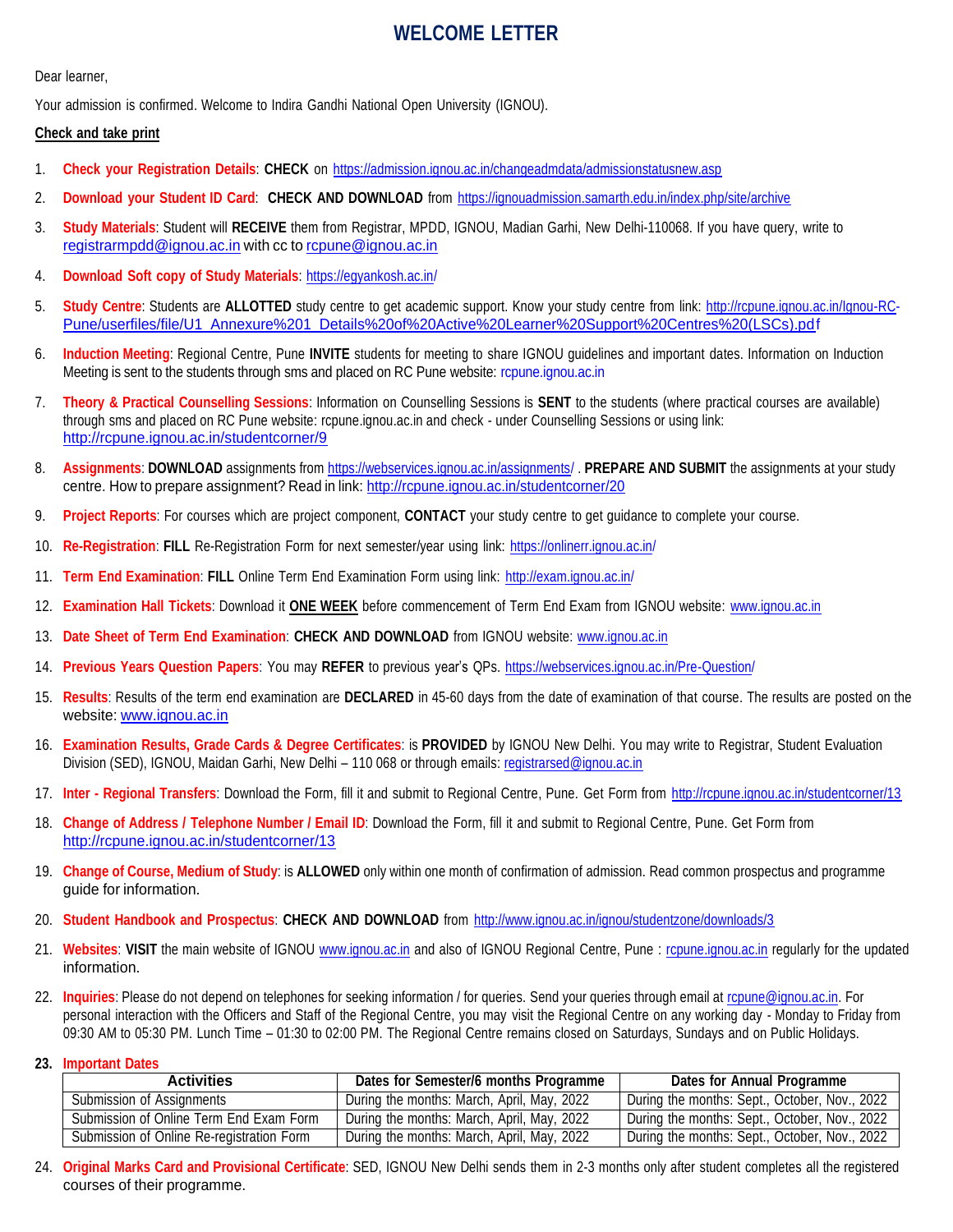# WELCOME LETTER

Dear learner,

Your admission is confirmed. Welcome to Indira Gandhi National Open University (IGNOU).

**Check and take print**

1. **Check your Registration Details**: **CHECK** on https://admission.ignou.ac.in/changeadmdata/admissionstatusnew.asp
2. **Download your Student ID Card**: **CHECK AND DOWNLOAD** from https://ignouadmission.samarth.edu.in/index.php/site/archive
3. **Study Materials**: Student will **RECEIVE** them from Registrar, MPDD, IGNOU, Madian Garhi, New Delhi-110068. If you have query, write to registrarmpdd@ignou.ac.in with cc to rcpune@ignou.ac.in
4. **Download Soft copy of Study Materials**: https://egyankosh.ac.in/
5. **Study Centre**: Students are **ALLOTTED** study centre to get academic support. Know your study centre from link: http://rcpune.ignou.ac.in/Ignou-RC-Pune/userfiles/file/U1_Annexure%201_Details%20of%20Active%20Learner%20Support%20Centres%20(LSCs).pdf
6. **Induction Meeting**: Regional Centre, Pune **INVITE** students for meeting to share IGNOU guidelines and important dates. Information on Induction Meeting is sent to the students through sms and placed on RC Pune website: rcpune.ignou.ac.in
7. **Theory & Practical Counselling Sessions**: Information on Counselling Sessions is **SENT** to the students (where practical courses are available) through sms and placed on RC Pune website: rcpune.ignou.ac.in and check - under Counselling Sessions or using link: http://rcpune.ignou.ac.in/studentcorner/9
8. **Assignments**: **DOWNLOAD** assignments from https://webservices.ignou.ac.in/assignments/ . **PREPARE AND SUBMIT** the assignments at your study centre. How to prepare assignment? Read in link: http://rcpune.ignou.ac.in/studentcorner/20
9. **Project Reports**: For courses which are project component, **CONTACT** your study centre to get guidance to complete your course.
10. **Re-Registration**: **FILL** Re-Registration Form for next semester/year using link: https://onlinerr.ignou.ac.in/
11. **Term End Examination**: **FILL** Online Term End Examination Form using link: http://exam.ignou.ac.in/
12. **Examination Hall Tickets**: Download it **ONE WEEK** before commencement of Term End Exam from IGNOU website: www.ignou.ac.in
13. **Date Sheet of Term End Examination**: **CHECK AND DOWNLOAD** from IGNOU website: www.ignou.ac.in
14. **Previous Years Question Papers**: You may **REFER** to previous year's QPs. https://webservices.ignou.ac.in/Pre-Question/
15. **Results**: Results of the term end examination are **DECLARED** in 45-60 days from the date of examination of that course. The results are posted on the website: www.ignou.ac.in
16. **Examination Results, Grade Cards & Degree Certificates**: is **PROVIDED** by IGNOU New Delhi. You may write to Registrar, Student Evaluation Division (SED), IGNOU, Maidan Garhi, New Delhi – 110 068 or through emails: registrarsed@ignou.ac.in
17. **Inter - Regional Transfers**: Download the Form, fill it and submit to Regional Centre, Pune. Get Form from http://rcpune.ignou.ac.in/studentcorner/13
18. **Change of Address / Telephone Number / Email ID**: Download the Form, fill it and submit to Regional Centre, Pune. Get Form from http://rcpune.ignou.ac.in/studentcorner/13
19. **Change of Course, Medium of Study**: is **ALLOWED** only within one month of confirmation of admission. Read common prospectus and programme guide for information.
20. **Student Handbook and Prospectus**: **CHECK AND DOWNLOAD** from http://www.ignou.ac.in/ignou/studentzone/downloads/3
21. **Websites**: **VISIT** the main website of IGNOU www.ignou.ac.in and also of IGNOU Regional Centre, Pune : rcpune.ignou.ac.in regularly for the updated information.
22. **Inquiries**: Please do not depend on telephones for seeking information / for queries. Send your queries through email at rcpune@ignou.ac.in. For personal interaction with the Officers and Staff of the Regional Centre, you may visit the Regional Centre on any working day - Monday to Friday from 09:30 AM to 05:30 PM. Lunch Time – 01:30 to 02:00 PM. The Regional Centre remains closed on Saturdays, Sundays and on Public Holidays.
23. **Important Dates**

| Activities | Dates for Semester/6 months Programme | Dates for Annual Programme |
|---|---|---|
| Submission of Assignments | During the months: March, April, May, 2022 | During the months: Sept., October, Nov., 2022 |
| Submission of Online Term End Exam Form | During the months: March, April, May, 2022 | During the months: Sept., October, Nov., 2022 |
| Submission of Online Re-registration Form | During the months: March, April, May, 2022 | During the months: Sept., October, Nov., 2022 |

24. **Original Marks Card and Provisional Certificate**: SED, IGNOU New Delhi sends them in 2-3 months only after student completes all the registered courses of their programme.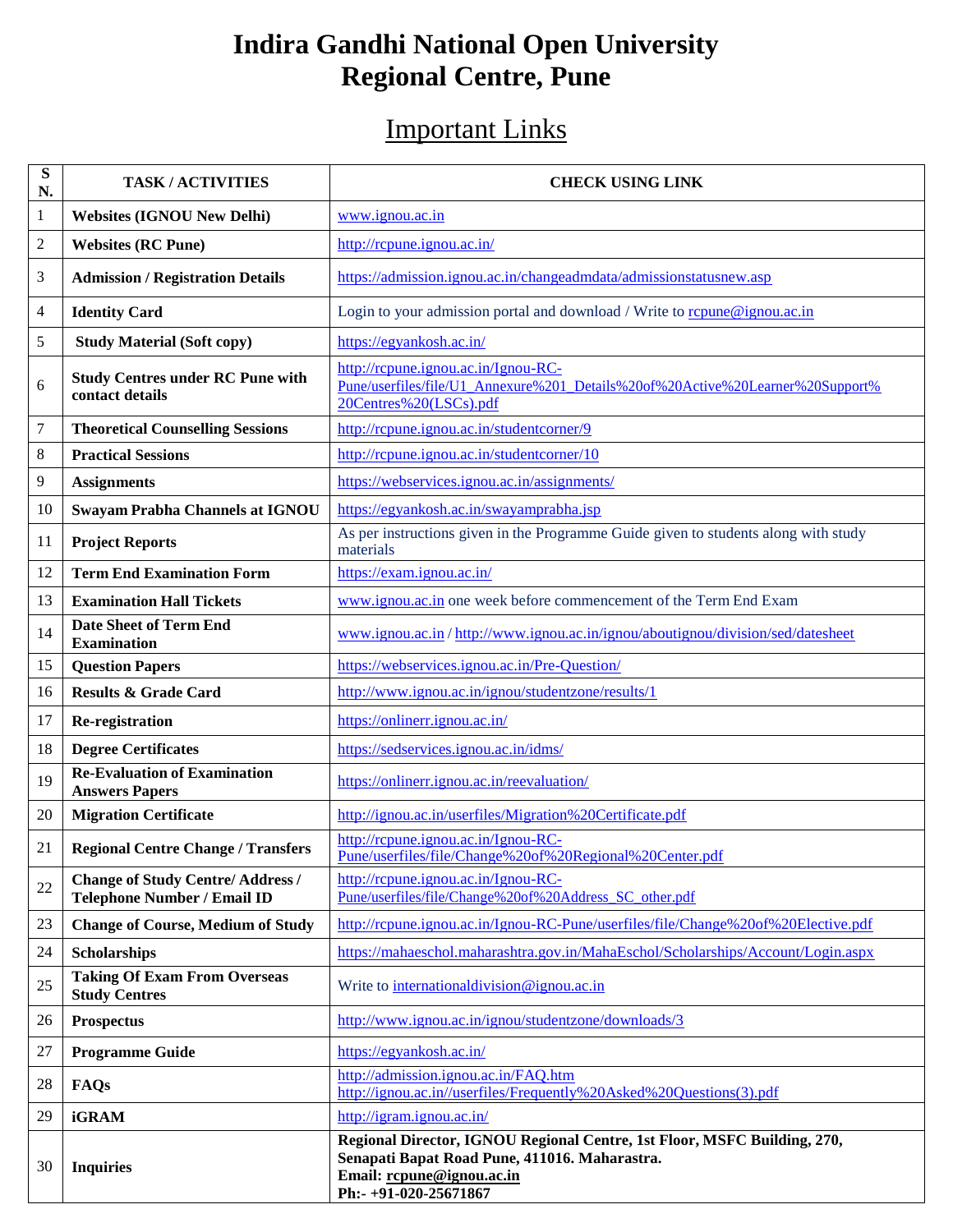# Indira Gandhi National Open University
# Regional Centre, Pune

## Important Links

| S N. | TASK / ACTIVITIES | CHECK USING LINK |
|---|---|---|
| 1 | **Websites (IGNOU New Delhi)** | www.ignou.ac.in |
| 2 | **Websites (RC Pune)** | http://rcpune.ignou.ac.in/ |
| 3 | **Admission / Registration Details** | https://admission.ignou.ac.in/changeadmdata/admissionstatusnew.asp |
| 4 | **Identity Card** | Login to your admission portal and download / Write to rcpune@ignou.ac.in |
| 5 | **Study Material (Soft copy)** | https://egyankosh.ac.in/ |
| 6 | **Study Centres under RC Pune with contact details** | http://rcpune.ignou.ac.in/Ignou-RC-Pune/userfiles/file/U1_Annexure%201_Details%20of%20Active%20Learner%20Support%20Centres%20(LSCs).pdf |
| 7 | **Theoretical Counselling Sessions** | http://rcpune.ignou.ac.in/studentcorner/9 |
| 8 | **Practical Sessions** | http://rcpune.ignou.ac.in/studentcorner/10 |
| 9 | **Assignments** | https://webservices.ignou.ac.in/assignments/ |
| 10 | **Swayam Prabha Channels at IGNOU** | https://egyankosh.ac.in/swayamprabha.jsp |
| 11 | **Project Reports** | As per instructions given in the Programme Guide given to students along with study materials |
| 12 | **Term End Examination Form** | https://exam.ignou.ac.in/ |
| 13 | **Examination Hall Tickets** | www.ignou.ac.in one week before commencement of the Term End Exam |
| 14 | **Date Sheet of Term End Examination** | www.ignou.ac.in / http://www.ignou.ac.in/ignou/aboutignou/division/sed/datesheet |
| 15 | **Question Papers** | https://webservices.ignou.ac.in/Pre-Question/ |
| 16 | **Results & Grade Card** | http://www.ignou.ac.in/ignou/studentzone/results/1 |
| 17 | **Re-registration** | https://onlinerr.ignou.ac.in/ |
| 18 | **Degree Certificates** | https://sedservices.ignou.ac.in/idms/ |
| 19 | **Re-Evaluation of Examination Answers Papers** | https://onlinerr.ignou.ac.in/reevaluation/ |
| 20 | **Migration Certificate** | http://ignou.ac.in/userfiles/Migration%20Certificate.pdf |
| 21 | **Regional Centre Change / Transfers** | http://rcpune.ignou.ac.in/Ignou-RC-Pune/userfiles/file/Change%20of%20Regional%20Center.pdf |
| 22 | **Change of Study Centre/ Address / Telephone Number / Email ID** | http://rcpune.ignou.ac.in/Ignou-RC-Pune/userfiles/file/Change%20of%20Address_SC_other.pdf |
| 23 | **Change of Course, Medium of Study** | http://rcpune.ignou.ac.in/Ignou-RC-Pune/userfiles/file/Change%20of%20Elective.pdf |
| 24 | **Scholarships** | https://mahaeschol.maharashtra.gov.in/MahaEschol/Scholarships/Account/Login.aspx |
| 25 | **Taking Of Exam From Overseas Study Centres** | Write to internationaldivision@ignou.ac.in |
| 26 | **Prospectus** | http://www.ignou.ac.in/ignou/studentzone/downloads/3 |
| 27 | **Programme Guide** | https://egyankosh.ac.in/ |
| 28 | **FAQs** | http://admission.ignou.ac.in/FAQ.htm<br>http://ignou.ac.in//userfiles/Frequently%20Asked%20Questions(3).pdf |
| 29 | **iGRAM** | http://igram.ignou.ac.in/ |
| 30 | **Inquiries** | **Regional Director, IGNOU Regional Centre, 1st Floor, MSFC Building, 270, Senapati Bapat Road Pune, 411016. Maharastra.<br>Email: rcpune@ignou.ac.in<br>Ph:- +91-020-25671867** |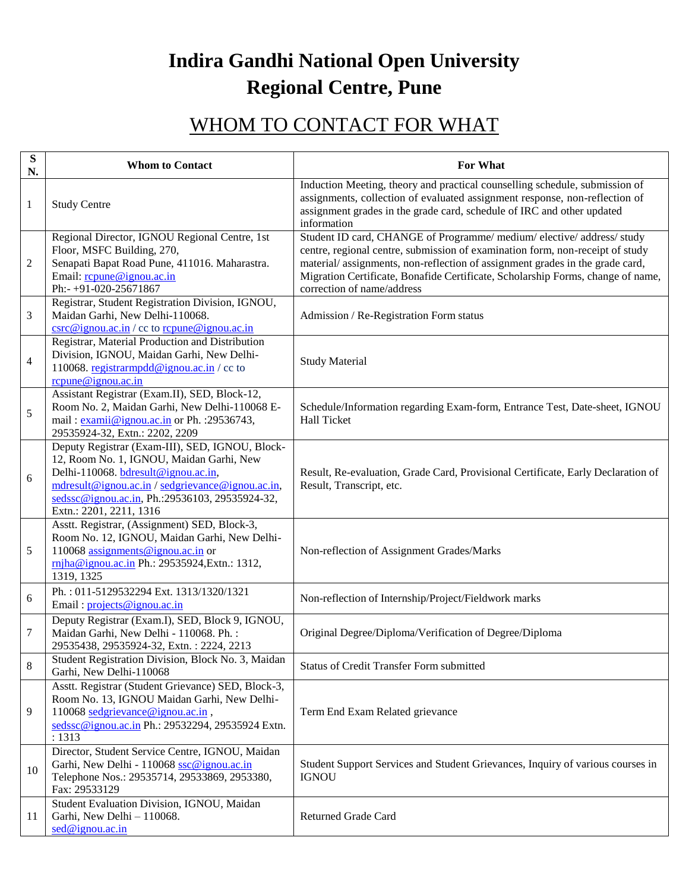# Indira Gandhi National Open University
# Regional Centre, Pune

## WHOM TO CONTACT FOR WHAT

| S N. | Whom to Contact | For What |
|---|---|---|
| 1 | Study Centre | Induction Meeting, theory and practical counselling schedule, submission of assignments, collection of evaluated assignment response, non-reflection of assignment grades in the grade card, schedule of IRC and other updated information |
| 2 | Regional Director, IGNOU Regional Centre, 1st Floor, MSFC Building, 270, Senapati Bapat Road Pune, 411016. Maharastra. Email: rcpune@ignou.ac.in Ph:- +91-020-25671867 | Student ID card, CHANGE of Programme/ medium/ elective/ address/ study centre, regional centre, submission of examination form, non-receipt of study material/ assignments, non-reflection of assignment grades in the grade card, Migration Certificate, Bonafide Certificate, Scholarship Forms, change of name, correction of name/address |
| 3 | Registrar, Student Registration Division, IGNOU, Maidan Garhi, New Delhi-110068. csrc@ignou.ac.in / cc to rcpune@ignou.ac.in | Admission / Re-Registration Form status |
| 4 | Registrar, Material Production and Distribution Division, IGNOU, Maidan Garhi, New Delhi-110068. registrarmpdd@ignou.ac.in / cc to rcpune@ignou.ac.in | Study Material |
| 5 | Assistant Registrar (Exam.II), SED, Block-12, Room No. 2, Maidan Garhi, New Delhi-110068 E-mail : examii@ignou.ac.in or Ph. :29536743, 29535924-32, Extn.: 2202, 2209 | Schedule/Information regarding Exam-form, Entrance Test, Date-sheet, IGNOU Hall Ticket |
| 6 | Deputy Registrar (Exam-III), SED, IGNOU, Block-12, Room No. 1, IGNOU, Maidan Garhi, New Delhi-110068. bdresult@ignou.ac.in, mdresult@ignou.ac.in / sedgrievance@ignou.ac.in, sedssc@ignou.ac.in, Ph.:29536103, 29535924-32, Extn.: 2201, 2211, 1316 | Result, Re-evaluation, Grade Card, Provisional Certificate, Early Declaration of Result, Transcript, etc. |
| 5 | Asstt. Registrar, (Assignment) SED, Block-3, Room No. 12, IGNOU, Maidan Garhi, New Delhi-110068 assignments@ignou.ac.in or rnjha@ignou.ac.in Ph.: 29535924,Extn.: 1312, 1319, 1325 | Non-reflection of Assignment Grades/Marks |
| 6 | Ph. : 011-5129532294 Ext. 1313/1320/1321 Email : projects@ignou.ac.in | Non-reflection of Internship/Project/Fieldwork marks |
| 7 | Deputy Registrar (Exam.I), SED, Block 9, IGNOU, Maidan Garhi, New Delhi - 110068. Ph. : 29535438, 29535924-32, Extn. : 2224, 2213 | Original Degree/Diploma/Verification of Degree/Diploma |
| 8 | Student Registration Division, Block No. 3, Maidan Garhi, New Delhi-110068 | Status of Credit Transfer Form submitted |
| 9 | Asstt. Registrar (Student Grievance) SED, Block-3, Room No. 13, IGNOU Maidan Garhi, New Delhi-110068 sedgrievance@ignou.ac.in , sedssc@ignou.ac.in Ph.: 29532294, 29535924 Extn. : 1313 | Term End Exam Related grievance |
| 10 | Director, Student Service Centre, IGNOU, Maidan Garhi, New Delhi - 110068 ssc@ignou.ac.in Telephone Nos.: 29535714, 29533869, 2953380, Fax: 29533129 | Student Support Services and Student Grievances, Inquiry of various courses in IGNOU |
| 11 | Student Evaluation Division, IGNOU, Maidan Garhi, New Delhi – 110068. sed@ignou.ac.in | Returned Grade Card |